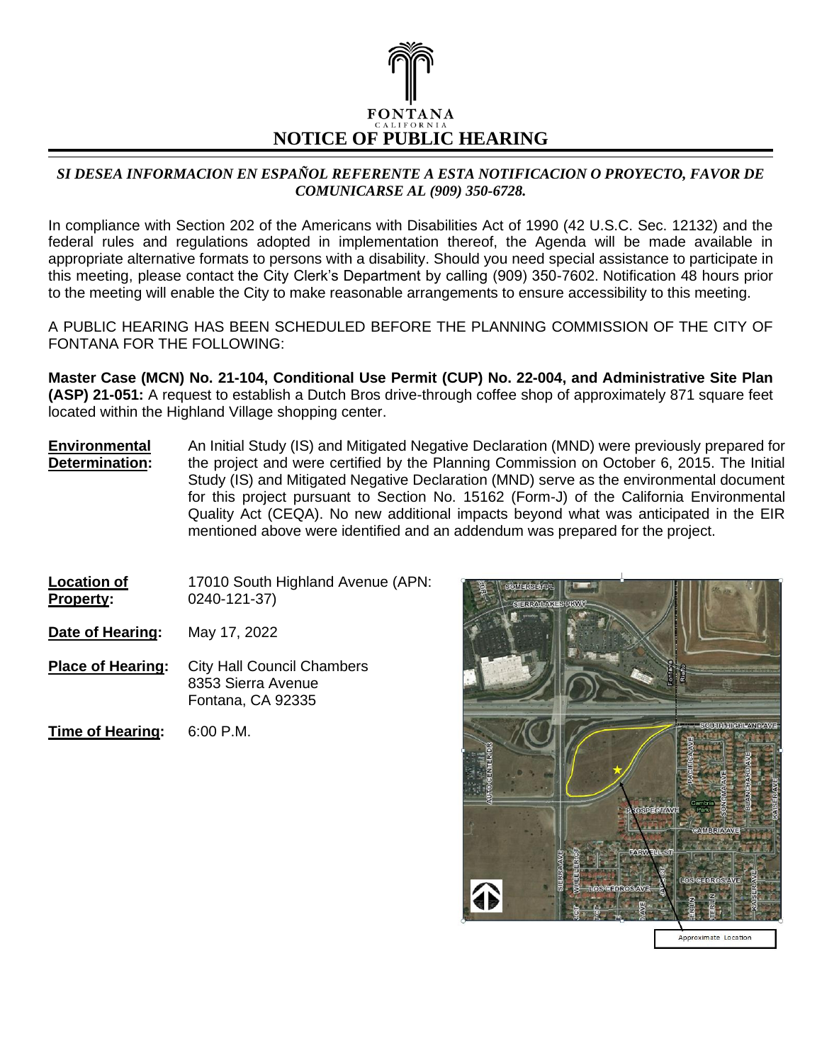FONTANA
CALIFORNIA

# NOTICE OF PUBLIC HEARING

***SI DESEA INFORMACION EN ESPAÑOL REFERENTE A ESTA NOTIFICACION O PROYECTO, FAVOR DE COMUNICARSE AL (909) 350-6728.***

In compliance with Section 202 of the Americans with Disabilities Act of 1990 (42 U.S.C. Sec. 12132) and the federal rules and regulations adopted in implementation thereof, the Agenda will be made available in appropriate alternative formats to persons with a disability. Should you need special assistance to participate in this meeting, please contact the City Clerk's Department by calling (909) 350-7602. Notification 48 hours prior to the meeting will enable the City to make reasonable arrangements to ensure accessibility to this meeting.

A PUBLIC HEARING HAS BEEN SCHEDULED BEFORE THE PLANNING COMMISSION OF THE CITY OF FONTANA FOR THE FOLLOWING:

**Master Case (MCN) No. 21-104, Conditional Use Permit (CUP) No. 22-004, and Administrative Site Plan (ASP) 21-051:** A request to establish a Dutch Bros drive-through coffee shop of approximately 871 square feet located within the Highland Village shopping center.

**Environmental Determination:** An Initial Study (IS) and Mitigated Negative Declaration (MND) were previously prepared for the project and were certified by the Planning Commission on October 6, 2015. The Initial Study (IS) and Mitigated Negative Declaration (MND) serve as the environmental document for this project pursuant to Section No. 15162 (Form-J) of the California Environmental Quality Act (CEQA). No new additional impacts beyond what was anticipated in the EIR mentioned above were identified and an addendum was prepared for the project.

**Location of Property:** 17010 South Highland Avenue (APN: 0240-121-37)

**Date of Hearing:** May 17, 2022

**Place of Hearing:** City Hall Council Chambers
8353 Sierra Avenue
Fontana, CA 92335

**Time of Hearing:** 6:00 P.M.

Approximate Location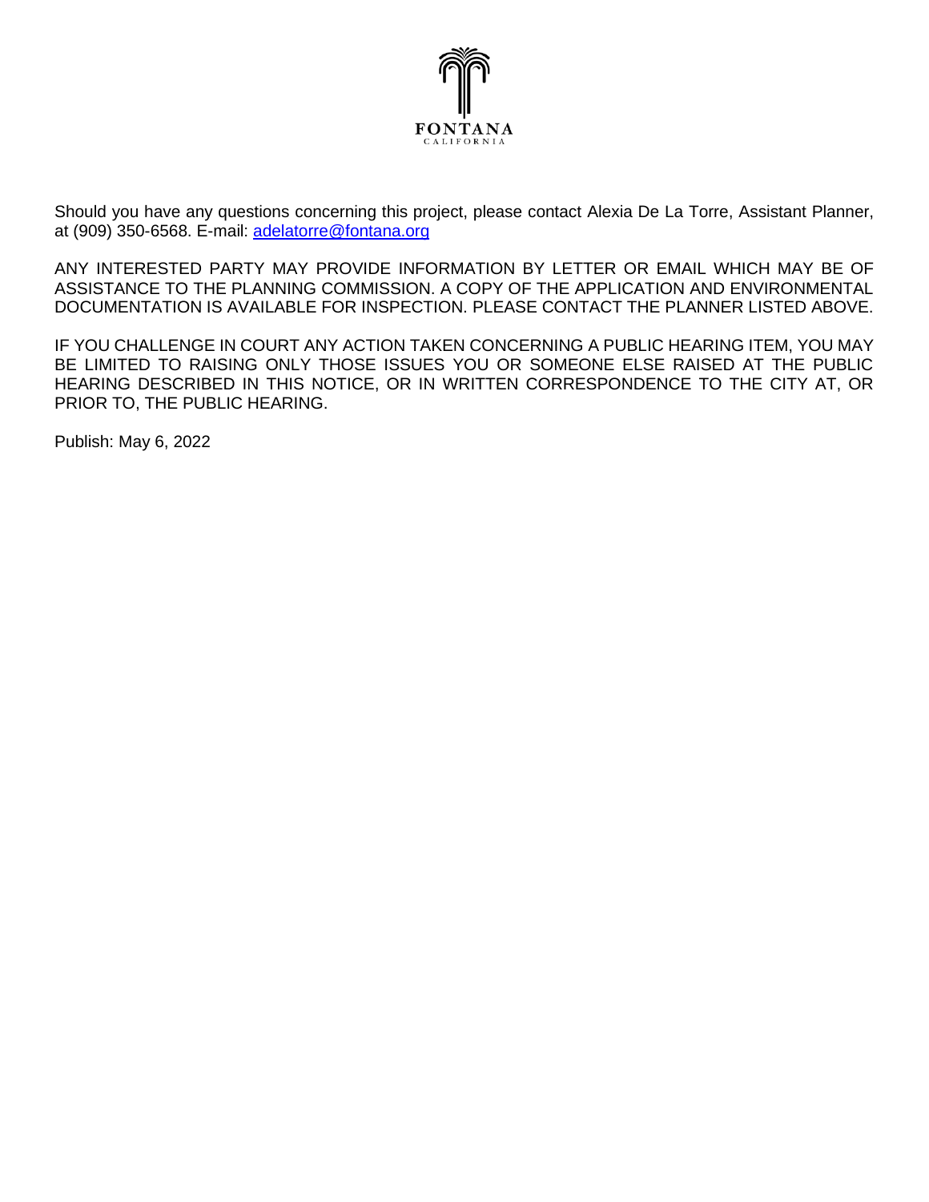FONTANA
CALIFORNIA

Should you have any questions concerning this project, please contact Alexia De La Torre, Assistant Planner, at (909) 350-6568. E-mail: adelatorre@fontana.org

ANY INTERESTED PARTY MAY PROVIDE INFORMATION BY LETTER OR EMAIL WHICH MAY BE OF ASSISTANCE TO THE PLANNING COMMISSION. A COPY OF THE APPLICATION AND ENVIRONMENTAL DOCUMENTATION IS AVAILABLE FOR INSPECTION. PLEASE CONTACT THE PLANNER LISTED ABOVE.

IF YOU CHALLENGE IN COURT ANY ACTION TAKEN CONCERNING A PUBLIC HEARING ITEM, YOU MAY BE LIMITED TO RAISING ONLY THOSE ISSUES YOU OR SOMEONE ELSE RAISED AT THE PUBLIC HEARING DESCRIBED IN THIS NOTICE, OR IN WRITTEN CORRESPONDENCE TO THE CITY AT, OR PRIOR TO, THE PUBLIC HEARING.

Publish: May 6, 2022